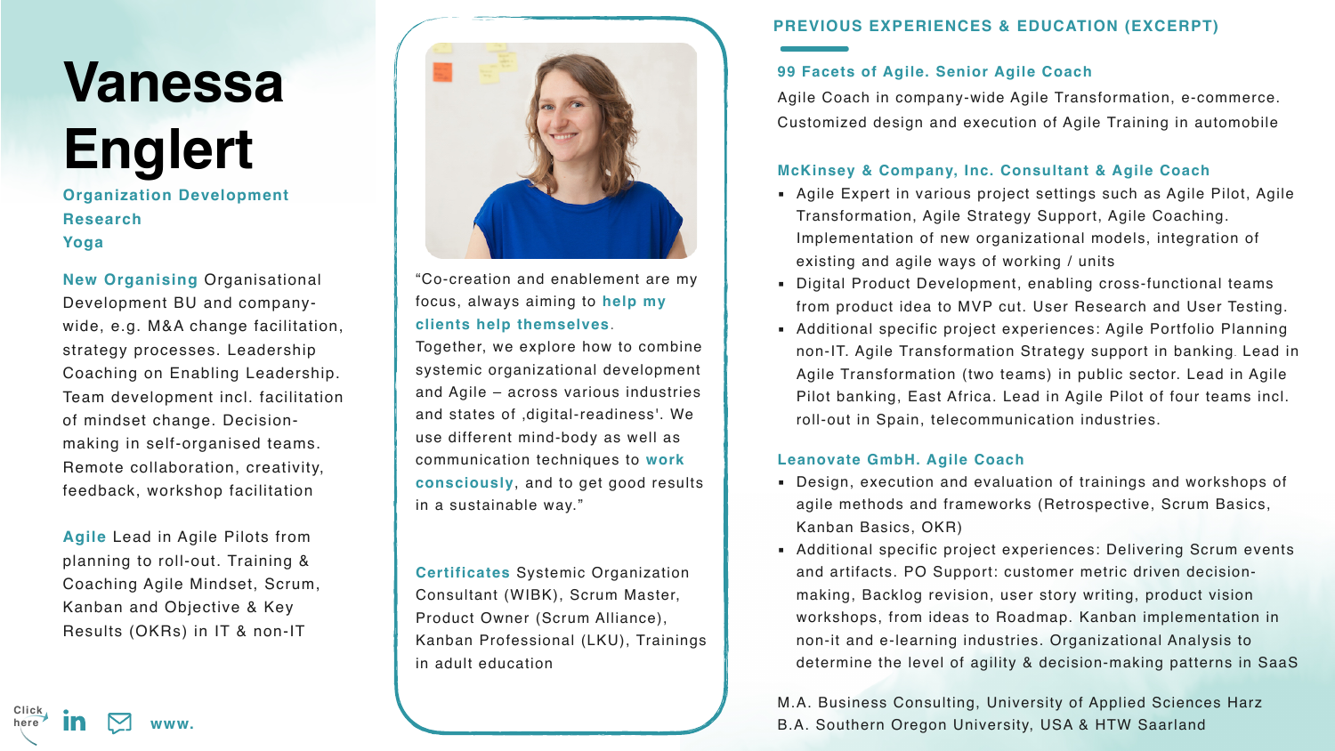# Vanessa Englert

**Organization Development**
**Research**
**Yoga**

**New Organising** Organisational Development BU and company-wide, e.g. M&A change facilitation, strategy processes. Leadership Coaching on Enabling Leadership. Team development incl. facilitation of mindset change. Decision-making in self-organised teams. Remote collaboration, creativity, feedback, workshop facilitation

**Agile** Lead in Agile Pilots from planning to roll-out. Training & Coaching Agile Mindset, Scrum, Kanban and Objective & Key Results (OKRs) in IT & non-IT

Click here in www.

"Co-creation and enablement are my focus, always aiming to **help my clients help themselves**.
Together, we explore how to combine systemic organizational development and Agile – across various industries and states of ‚digital-readiness'. We use different mind-body as well as communication techniques to **work consciously**, and to get good results in a sustainable way."

**Certificates** Systemic Organization Consultant (WIBK), Scrum Master, Product Owner (Scrum Alliance), Kanban Professional (LKU), Trainings in adult education

## PREVIOUS EXPERIENCES & EDUCATION (EXCERPT)

### 99 Facets of Agile. Senior Agile Coach

Agile Coach in company-wide Agile Transformation, e-commerce. Customized design and execution of Agile Training in automobile

### McKinsey & Company, Inc. Consultant & Agile Coach

- Agile Expert in various project settings such as Agile Pilot, Agile Transformation, Agile Strategy Support, Agile Coaching. Implementation of new organizational models, integration of existing and agile ways of working / units
- Digital Product Development, enabling cross-functional teams from product idea to MVP cut. User Research and User Testing.
- Additional specific project experiences: Agile Portfolio Planning non-IT. Agile Transformation Strategy support in banking. Lead in Agile Transformation (two teams) in public sector. Lead in Agile Pilot banking, East Africa. Lead in Agile Pilot of four teams incl. roll-out in Spain, telecommunication industries.

### Leanovate GmbH. Agile Coach

- Design, execution and evaluation of trainings and workshops of agile methods and frameworks (Retrospective, Scrum Basics, Kanban Basics, OKR)
- Additional specific project experiences: Delivering Scrum events and artifacts. PO Support: customer metric driven decision-making, Backlog revision, user story writing, product vision workshops, from ideas to Roadmap. Kanban implementation in non-it and e-learning industries. Organizational Analysis to determine the level of agility & decision-making patterns in SaaS

M.A. Business Consulting, University of Applied Sciences Harz
B.A. Southern Oregon University, USA & HTW Saarland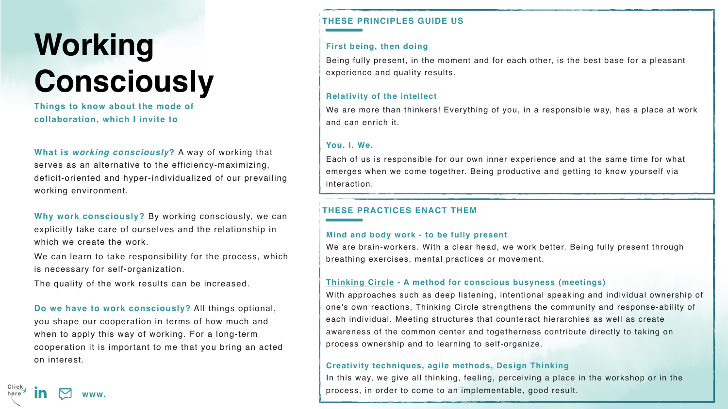# Working Consciously

**Things to know about the mode of collaboration, which I invite to**

**What is *working consciously*?** A way of working that serves as an alternative to the efficiency-maximizing, deficit-oriented and hyper-individualized of our prevailing working environment.

**Why work consciously?** By working consciously, we can explicitly take care of ourselves and the relationship in which we create the work.

We can learn to take responsibility for the process, which is necessary for self-organization.

The quality of the work results can be increased.

**Do we have to work consciously?** All things optional, you shape our cooperation in terms of how much and when to apply this way of working. For a long-term cooperation it is important to me that you bring an acted on interest.

Click here

www.

## THESE PRINCIPLES GUIDE US

### First being, then doing

Being fully present, in the moment and for each other, is the best base for a pleasant experience and quality results.

### Relativity of the intellect

We are more than thinkers! Everything of you, in a responsible way, has a place at work and can enrich it.

### You. I. We.

Each of us is responsible for our own inner experience and at the same time for what emerges when we come together. Being productive and getting to know yourself via interaction.

## THESE PRACTICES ENACT THEM

### Mind and body work - to be fully present

We are brain-workers. With a clear head, we work better. Being fully present through breathing exercises, mental practices or movement.

### Thinking Circle - A method for conscious busyness (meetings)

With approaches such as deep listening, intentional speaking and individual ownership of one's own reactions, Thinking Circle strengthens the community and response-ability of each individual. Meeting structures that counteract hierarchies as well as create awareness of the common center and togetherness contribute directly to taking on process ownership and to learning to self-organize.

### Creativity techniques, agile methods, Design Thinking

In this way, we give all thinking, feeling, perceiving a place in the workshop or in the process, in order to come to an implementable, good result.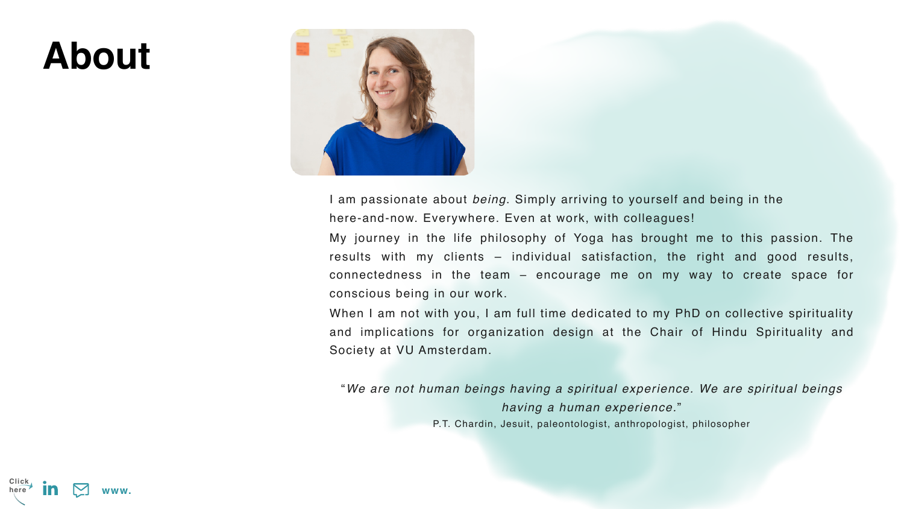# About

I am passionate about *being*. Simply arriving to yourself and being in the here-and-now. Everywhere. Even at work, with colleagues!

My journey in the life philosophy of Yoga has brought me to this passion. The results with my clients – individual satisfaction, the right and good results, connectedness in the team – encourage me on my way to create space for conscious being in our work.

When I am not with you, I am full time dedicated to my PhD on collective spirituality and implications for organization design at the Chair of Hindu Spirituality and Society at VU Amsterdam.

"*We are not human beings having a spiritual experience. We are spiritual beings having a human experience.*"

P.T. Chardin, Jesuit, paleontologist, anthropologist, philosopher

Click here in www.